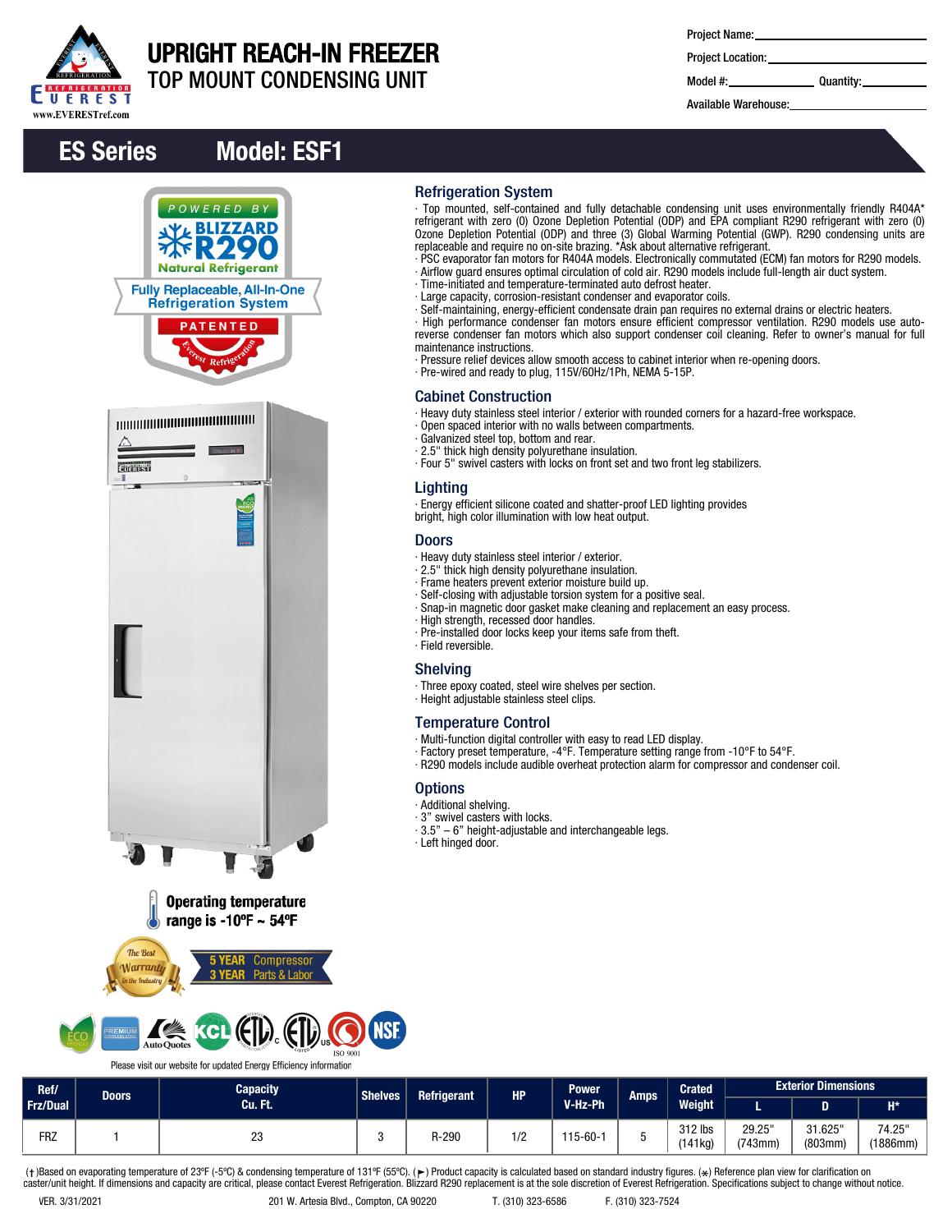# UPRIGHT REACH-IN FREEZER
## TOP MOUNT CONDENSING UNIT

Project Name: ______________________

Project Location: ______________________

Model #: ____________ Quantity: ____________

Available Warehouse: ______________________

## ES Series Model: ESF1

POWERED BY BLIZZARD R290 Natural Refrigerant

Fully Replaceable, All-In-One Refrigeration System

PATENTED

Operating temperature range is -10ºF ~ 54ºF

5 YEAR Compressor
3 YEAR Parts & Labor

Please visit our website for updated Energy Efficiency information

### Refrigeration System

- Top mounted, self-contained and fully detachable condensing unit uses environmentally friendly R404A* refrigerant with zero (0) Ozone Depletion Potential (ODP) and EPA compliant R290 refrigerant with zero (0) Ozone Depletion Potential (ODP) and three (3) Global Warming Potential (GWP). R290 condensing units are replaceable and require no on-site brazing. *Ask about alternative refrigerant.
- PSC evaporator fan motors for R404A models. Electronically commutated (ECM) fan motors for R290 models.
- Airflow guard ensures optimal circulation of cold air. R290 models include full-length air duct system.
- Time-initiated and temperature-terminated auto defrost heater.
- Large capacity, corrosion-resistant condenser and evaporator coils.
- Self-maintaining, energy-efficient condensate drain pan requires no external drains or electric heaters.
- High performance condenser fan motors ensure efficient compressor ventilation. R290 models use auto-reverse condenser fan motors which also support condenser coil cleaning. Refer to owner's manual for full maintenance instructions.
- Pressure relief devices allow smooth access to cabinet interior when re-opening doors.
- Pre-wired and ready to plug, 115V/60Hz/1Ph, NEMA 5-15P.

### Cabinet Construction

- Heavy duty stainless steel interior / exterior with rounded corners for a hazard-free workspace.
- Open spaced interior with no walls between compartments.
- Galvanized steel top, bottom and rear.
- 2.5" thick high density polyurethane insulation.
- Four 5" swivel casters with locks on front set and two front leg stabilizers.

### Lighting

- Energy efficient silicone coated and shatter-proof LED lighting provides bright, high color illumination with low heat output.

### Doors

- Heavy duty stainless steel interior / exterior.
- 2.5" thick high density polyurethane insulation.
- Frame heaters prevent exterior moisture build up.
- Self-closing with adjustable torsion system for a positive seal.
- Snap-in magnetic door gasket make cleaning and replacement an easy process.
- High strength, recessed door handles.
- Pre-installed door locks keep your items safe from theft.
- Field reversible.

### Shelving

- Three epoxy coated, steel wire shelves per section.
- Height adjustable stainless steel clips.

### Temperature Control

- Multi-function digital controller with easy to read LED display.
- Factory preset temperature, -4°F. Temperature setting range from -10°F to 54°F.
- R290 models include audible overheat protection alarm for compressor and condenser coil.

### Options

- Additional shelving.
- 3" swivel casters with locks.
- 3.5" – 6" height-adjustable and interchangeable legs.
- Left hinged door.

| Ref/ Frz/Dual | Doors | Capacity Cu. Ft. | Shelves | Refrigerant | HP | Power V-Hz-Ph | Amps | Crated Weight | Exterior Dimensions | | |
|---|---|---|---|---|---|---|---|---|---|---|---|
| | | | | | | | | | L | D | H* |
| FRZ | 1 | 23 | 3 | R-290 | 1/2 | 115-60-1 | 5 | 312 lbs (141kg) | 29.25" (743mm) | 31.625" (803mm) | 74.25" (1886mm) |

(†)Based on evaporating temperature of 23°F (-5°C) & condensing temperature of 131°F (55°C). (►) Product capacity is calculated based on standard industry figures. (✳) Reference plan view for clarification on caster/unit height. If dimensions and capacity are critical, please contact Everest Refrigeration. Blizzard R290 replacement is at the sole discretion of Everest Refrigeration. Specifications subject to change without notice.

VER. 3/31/2021 201 W. Artesia Blvd., Compton, CA 90220 T. (310) 323-6586 F. (310) 323-7524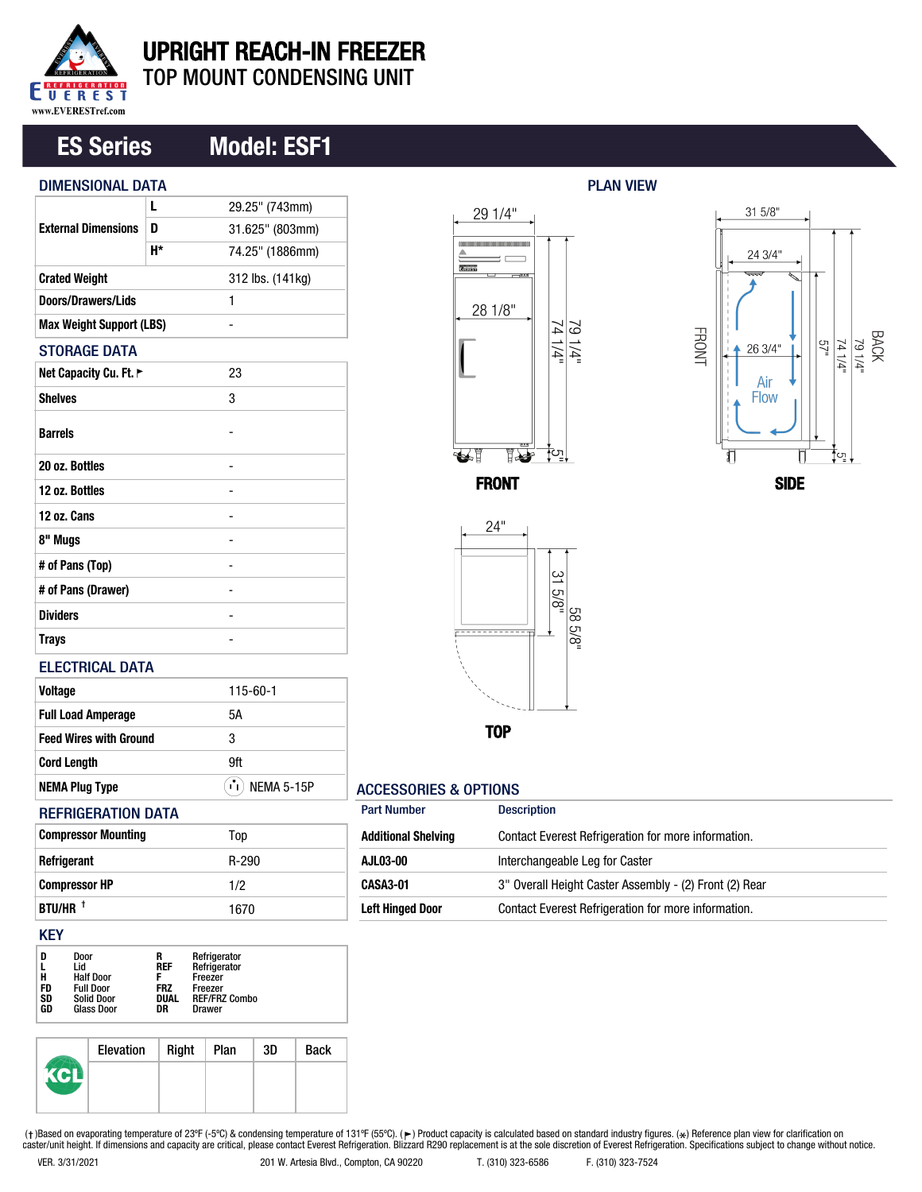# UPRIGHT REACH-IN FREEZER

TOP MOUNT CONDENSING UNIT

www.EVERESTref.com

## ES Series Model: ESF1

### DIMENSIONAL DATA

| | | |
|---|---|---|
| External Dimensions | L | 29.25" (743mm) |
| | D | 31.625" (803mm) |
| | H* | 74.25" (1886mm) |
| Crated Weight | | 312 lbs. (141kg) |
| Doors/Drawers/Lids | | 1 |
| Max Weight Support (LBS) | | - |

### STORAGE DATA

| | |
|---|---|
| Net Capacity Cu. Ft. ► | 23 |
| Shelves | 3 |
| Barrels | - |
| 20 oz. Bottles | - |
| 12 oz. Bottles | - |
| 12 oz. Cans | - |
| 8" Mugs | - |
| # of Pans (Top) | - |
| # of Pans (Drawer) | - |
| Dividers | - |
| Trays | - |

### ELECTRICAL DATA

| | |
|---|---|
| Voltage | 115-60-1 |
| Full Load Amperage | 5A |
| Feed Wires with Ground | 3 |
| Cord Length | 9ft |
| NEMA Plug Type | NEMA 5-15P |

### REFRIGERATION DATA

| | |
|---|---|
| Compressor Mounting | Top |
| Refrigerant | R-290 |
| Compressor HP | 1/2 |
| BTU/HR † | 1670 |

### KEY

| | | | |
|---|---|---|---|
| D | Door | R | Refrigerator |
| L | Lid | REF | Refrigerator |
| H | Half Door | F | Freezer |
| FD | Full Door | FRZ | Freezer |
| SD | Solid Door | DUAL | REF/FRZ Combo |
| GD | Glass Door | DR | Drawer |

| KCL | Elevation | Right | Plan | 3D | Back |
|---|---|---|---|---|---|
| | | | | | |

### PLAN VIEW

FRONT: 29 1/4", 28 1/8", 74 1/4", 79 1/4", 5"

SIDE: FRONT, BACK, 31 5/8", 24 3/4", 26 3/4", Air Flow, 57", 74 1/4", 79 1/4", 5"

TOP: 24", 31 5/8", 58 5/8"

### ACCESSORIES & OPTIONS

| Part Number | Description |
|---|---|
| Additional Shelving | Contact Everest Refrigeration for more information. |
| AJL03-00 | Interchangeable Leg for Caster |
| CASA3-01 | 3" Overall Height Caster Assembly - (2) Front (2) Rear |
| Left Hinged Door | Contact Everest Refrigeration for more information. |

(†)Based on evaporating temperature of 23℉ (-5℃) & condensing temperature of 131℉ (55℃). (►) Product capacity is calculated based on standard industry figures. (*) Reference plan view for clarification on caster/unit height. If dimensions and capacity are critical, please contact Everest Refrigeration. Blizzard R290 replacement is at the sole discretion of Everest Refrigeration. Specifications subject to change without notice.

VER. 3/31/2021 201 W. Artesia Blvd., Compton, CA 90220 T. (310) 323-6586 F. (310) 323-7524